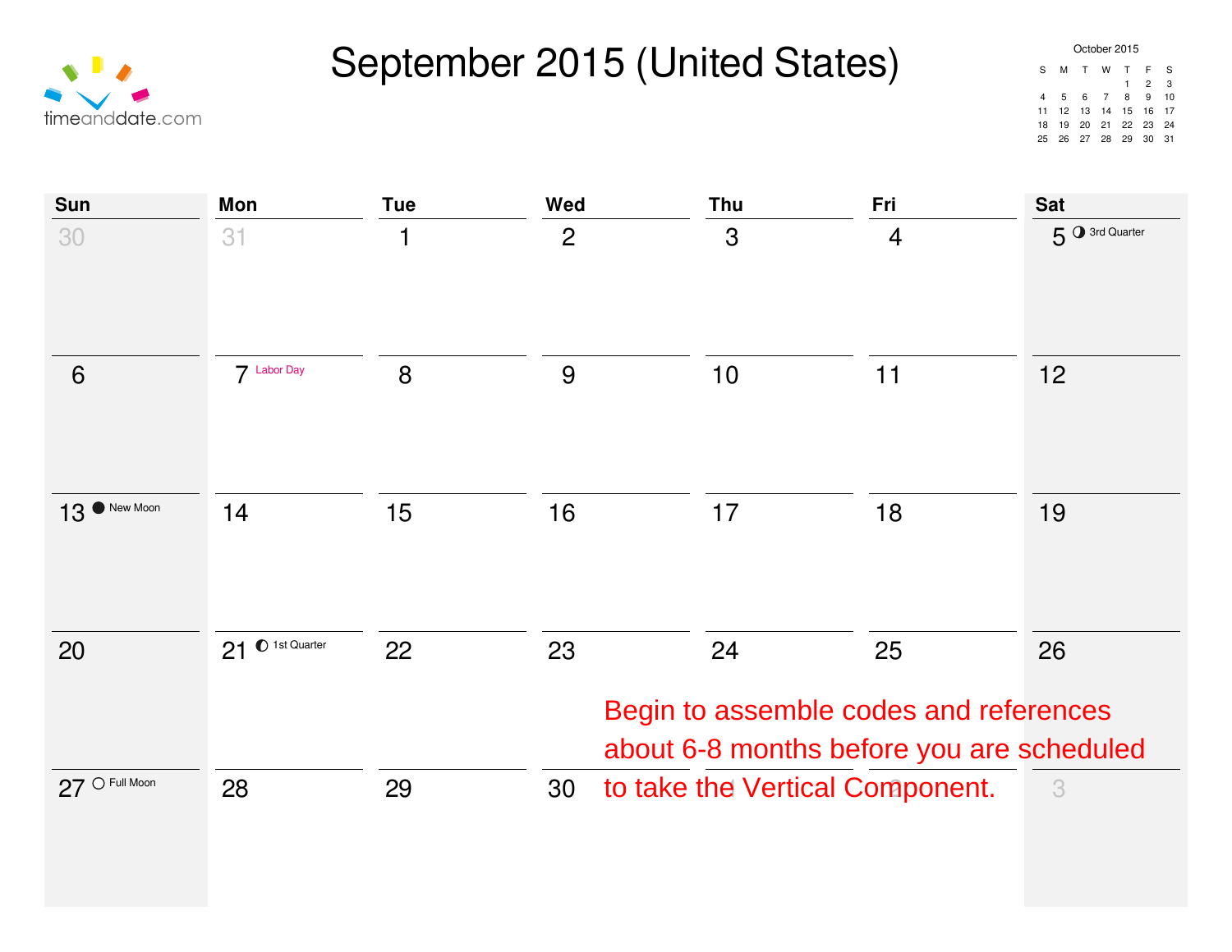# September 2015 (United States)

timeanddate.com

**October 2015**

| S | M | T | W | T | F | S |
|---|---|---|---|---|---|---|
| | | | | 1 | 2 | 3 |
| 4 | 5 | 6 | 7 | 8 | 9 | 10 |
| 11 | 12 | 13 | 14 | 15 | 16 | 17 |
| 18 | 19 | 20 | 21 | 22 | 23 | 24 |
| 25 | 26 | 27 | 28 | 29 | 30 | 31 |

| Sun | Mon | Tue | Wed | Thu | Fri | Sat |
|---|---|---|---|---|---|---|
| 30 | 31 | 1 | 2 | 3 | 4 | 5 ◑ 3rd Quarter |
| 6 | 7 Labor Day | 8 | 9 | 10 | 11 | 12 |
| 13 ● New Moon | 14 | 15 | 16 | 17 | 18 | 19 |
| 20 | 21 ◐ 1st Quarter | 22 | 23 | 24 | 25 | 26 |
| 27 ○ Full Moon | 28 | 29 | 30 | 1 | 2 | 3 |

Begin to assemble codes and references about 6-8 months before you are scheduled to take the Vertical Component.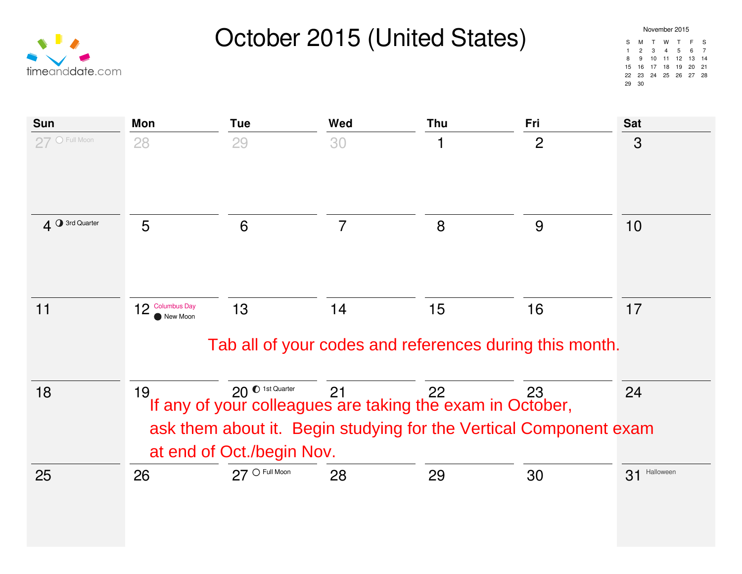# October 2015 (United States)

timeanddate.com

**November 2015**

| S | M | T | W | T | F | S |
|---|---|---|---|---|---|---|
| 1 | 2 | 3 | 4 | 5 | 6 | 7 |
| 8 | 9 | 10 | 11 | 12 | 13 | 14 |
| 15 | 16 | 17 | 18 | 19 | 20 | 21 |
| 22 | 23 | 24 | 25 | 26 | 27 | 28 |
| 29 | 30 | | | | | |

| Sun | Mon | Tue | Wed | Thu | Fri | Sat |
|---|---|---|---|---|---|---|
| 27 Full Moon | 28 | 29 | 30 | 1 | 2 | 3 |
| 4 3rd Quarter | 5 | 6 | 7 | 8 | 9 | 10 |
| 11 | 12 Columbus Day, New Moon | 13 | 14 | 15 | 16 | 17 |
| 18 | 19 | 20 1st Quarter | 21 | 22 | 23 | 24 |
| 25 | 26 | 27 Full Moon | 28 | 29 | 30 | 31 Halloween |

Tab all of your codes and references during this month.

If any of your colleagues are taking the exam in October, ask them about it. Begin studying for the Vertical Component exam at end of Oct./begin Nov.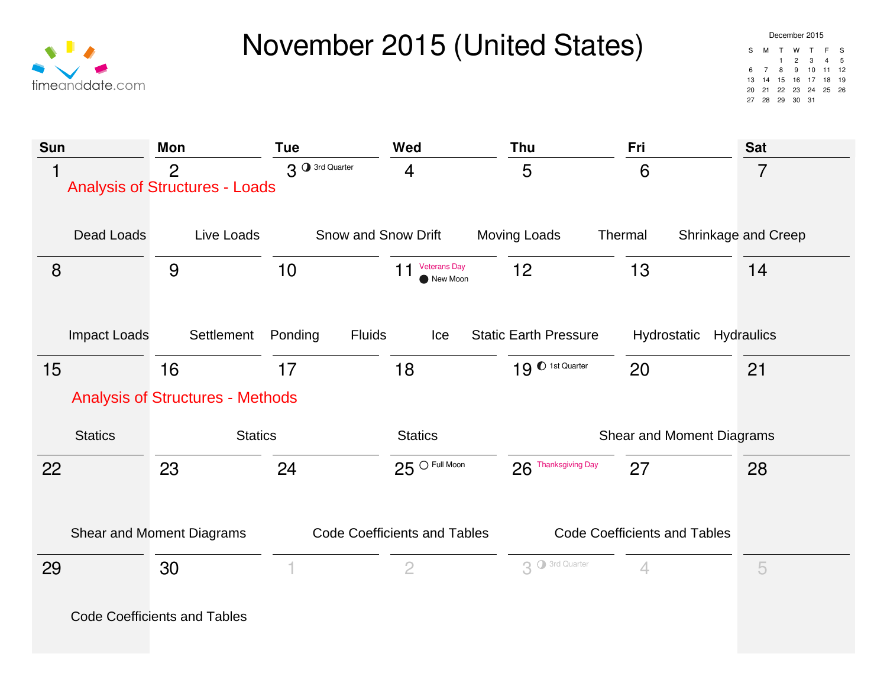# November 2015 (United States)

timeanddate.com

**December 2015**

| S | M | T | W | T | F | S |
|---|---|---|---|---|---|---|
| | | 1 | 2 | 3 | 4 | 5 |
| 6 | 7 | 8 | 9 | 10 | 11 | 12 |
| 13 | 14 | 15 | 16 | 17 | 18 | 19 |
| 20 | 21 | 22 | 23 | 24 | 25 | 26 |
| 27 | 28 | 29 | 30 | 31 | | |

| Sun | Mon | Tue | Wed | Thu | Fri | Sat |
|---|---|---|---|---|---|---|
| 1 Analysis of Structures - Loads; Dead Loads | 2 Live Loads | 3 ◑ 3rd Quarter; Snow and Snow Drift | 4 Moving Loads | 5 Thermal | 6 Shrinkage and Creep | 7 |
| 8 Impact Loads | 9 Settlement | 10 Ponding | 11 Veterans Day; ● New Moon; Fluids; Ice | 12 Static Earth Pressure | 13 Hydrostatic | 14 Hydraulics |
| 15 Analysis of Structures - Methods; Statics | 16 Statics | 17 | 18 Statics | 19 ◐ 1st Quarter | 20 Shear and Moment Diagrams | 21 |
| 22 Shear and Moment Diagrams | 23 | 24 Code Coefficients and Tables | 25 ○ Full Moon | 26 Thanksgiving Day | 27 Code Coefficients and Tables | 28 |
| 29 Code Coefficients and Tables | 30 | 1 | 2 | 3 ◑ 3rd Quarter | 4 | 5 |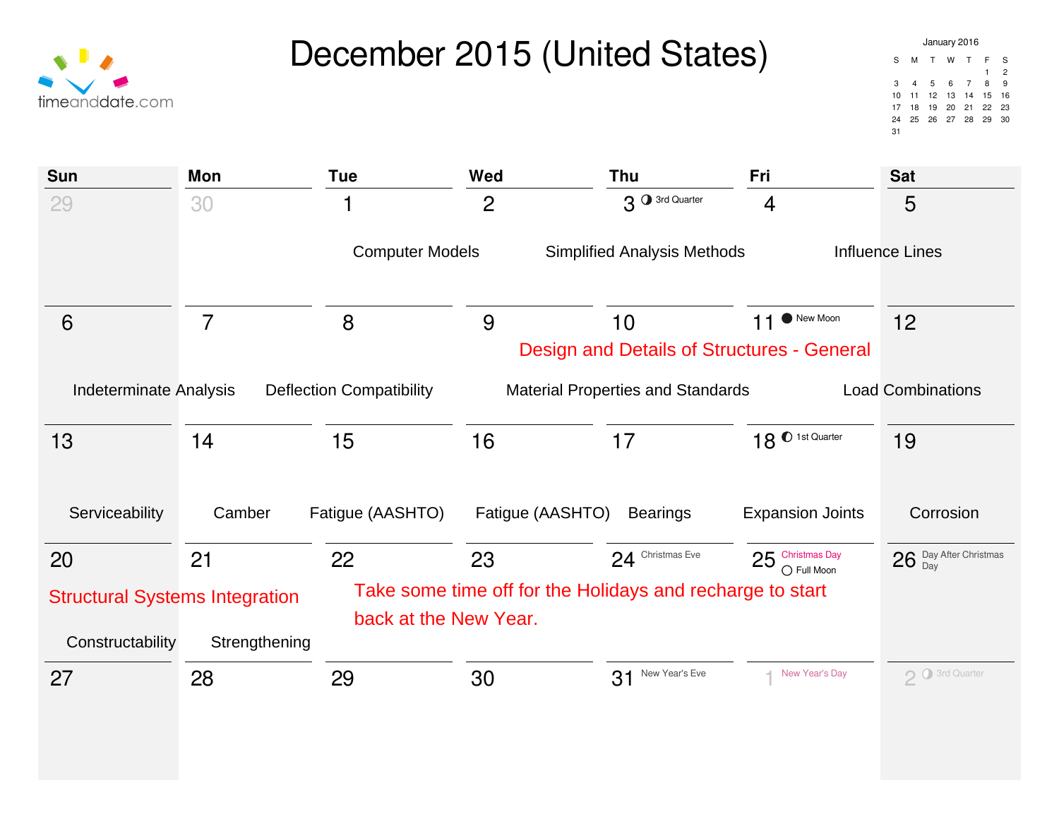# December 2015 (United States)

timeanddate.com

**January 2016**

| S | M | T | W | T | F | S |
|---|---|---|---|---|---|---|
| | | | | | 1 | 2 |
| 3 | 4 | 5 | 6 | 7 | 8 | 9 |
| 10 | 11 | 12 | 13 | 14 | 15 | 16 |
| 17 | 18 | 19 | 20 | 21 | 22 | 23 |
| 24 | 25 | 26 | 27 | 28 | 29 | 30 |
| 31 | | | | | | |

| Sun | Mon | Tue | Wed | Thu | Fri | Sat |
|---|---|---|---|---|---|---|
| 29 | 30 | 1<br>Computer Models | 2 | 3 ◑ 3rd Quarter<br>Simplified Analysis Methods | 4 | 5<br>Influence Lines |
| 6<br>Indeterminate Analysis | 7 | 8<br>Deflection Compatibility | 9 | 10<br>Design and Details of Structures - General<br>Material Properties and Standards | 11 ● New Moon | 12<br>Load Combinations |
| 13<br>Serviceability | 14<br>Camber | 15<br>Fatigue (AASHTO) | 16<br>Fatigue (AASHTO) | 17<br>Bearings | 18 ◐ 1st Quarter<br>Expansion Joints | 19<br>Corrosion |
| 20<br>Structural Systems Integration<br>Constructability | 21<br>Strengthening | 22<br>Take some time off for the Holidays and recharge to start back at the New Year. | 23 | 24 Christmas Eve | 25 Christmas Day<br>○ Full Moon | 26 Day After Christmas Day |
| 27 | 28 | 29 | 30 | 31 New Year's Eve | 1 New Year's Day | 2 ◑ 3rd Quarter |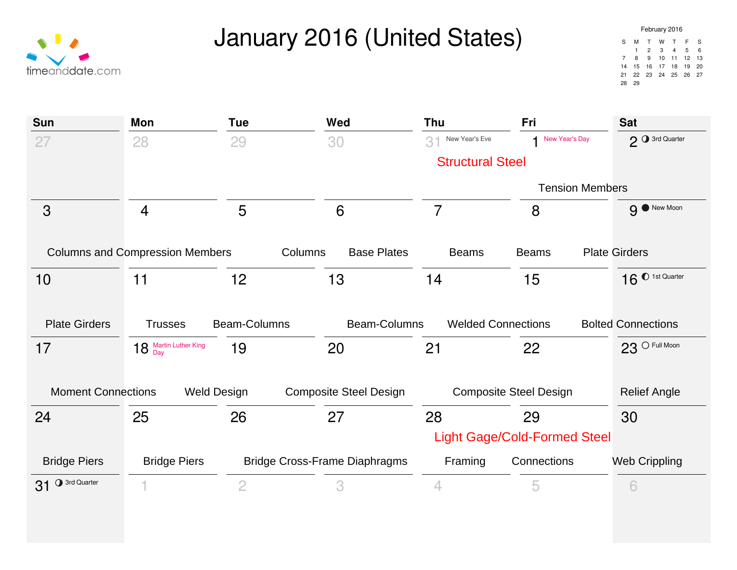# January 2016 (United States)

timeanddate.com

**February 2016**

| S | M | T | W | T | F | S |
|---|---|---|---|---|---|---|
| | 1 | 2 | 3 | 4 | 5 | 6 |
| 7 | 8 | 9 | 10 | 11 | 12 | 13 |
| 14 | 15 | 16 | 17 | 18 | 19 | 20 |
| 21 | 22 | 23 | 24 | 25 | 26 | 27 |
| 28 | 29 | | | | | |

| Sun | Mon | Tue | Wed | Thu | Fri | Sat |
|---|---|---|---|---|---|---|
| 27 | 28 | 29 | 30 | 31 New Year's Eve<br>Structural Steel | 1 New Year's Day<br>Tension Members | 2 3rd Quarter |
| 3<br>Columns and Compression Members | 4 | 5<br>Columns | 6<br>Base Plates | 7<br>Beams | 8<br>Beams | 9 New Moon<br>Plate Girders |
| 10<br>Plate Girders | 11<br>Trusses | 12<br>Beam-Columns | 13<br>Beam-Columns | 14<br>Welded Connections | 15 | 16 1st Quarter<br>Bolted Connections |
| 17<br>Moment Connections | 18 Martin Luther King Day<br>Weld Design | 19<br>Composite Steel Design | 20 | 21<br>Composite Steel Design | 22 | 23 Full Moon<br>Relief Angle |
| 24<br>Bridge Piers | 25<br>Bridge Piers | 26<br>Bridge Cross-Frame Diaphragms | 27 | 28<br>Light Gage/Cold-Formed Steel<br>Framing | 29<br>Connections | 30<br>Web Crippling |
| 31 3rd Quarter | 1 | 2 | 3 | 4 | 5 | 6 |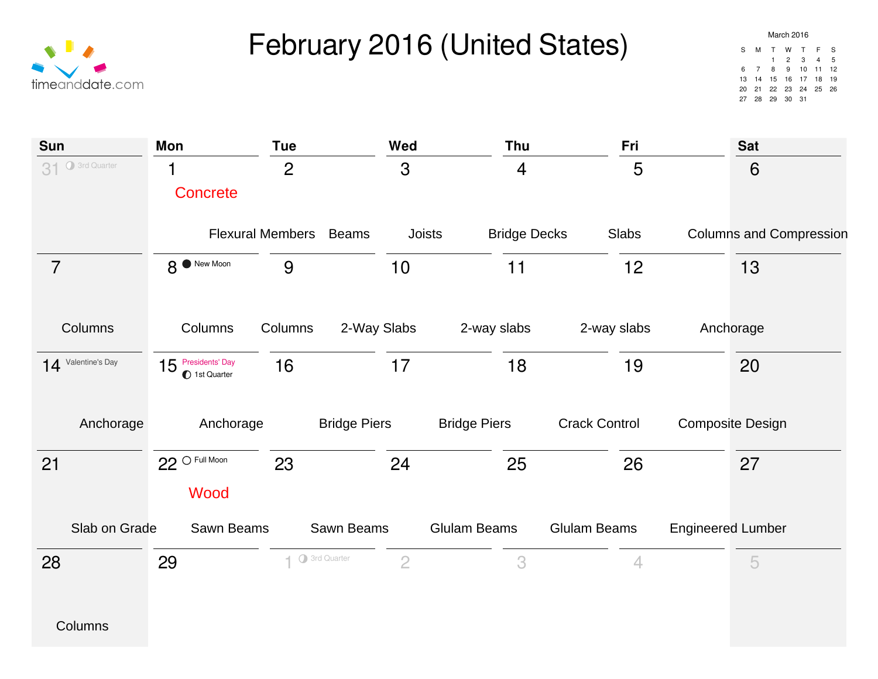# February 2016 (United States)

timeanddate.com

**March 2016**

| S | M | T | W | T | F | S |
|---|---|---|---|---|---|---|
| | | 1 | 2 | 3 | 4 | 5 |
| 6 | 7 | 8 | 9 | 10 | 11 | 12 |
| 13 | 14 | 15 | 16 | 17 | 18 | 19 |
| 20 | 21 | 22 | 23 | 24 | 25 | 26 |
| 27 | 28 | 29 | 30 | 31 | | |

| Sun | Mon | Tue | Wed | Thu | Fri | Sat |
|---|---|---|---|---|---|---|
| 31 3rd Quarter | 1 Concrete Flexural Members | 2 Beams | 3 Joists | 4 Bridge Decks | 5 Slabs | 6 Columns and Compression |
| 7 Columns | 8 New Moon Columns | 9 Columns | 10 2-Way Slabs | 11 2-way slabs | 12 2-way slabs | 13 Anchorage |
| 14 Valentine's Day Anchorage | 15 Presidents' Day 1st Quarter Anchorage | 16 Bridge Piers | 17 Bridge Piers | 18 Crack Control | 19 Composite Design | 20 |
| 21 Slab on Grade | 22 Full Moon Wood Sawn Beams | 23 Sawn Beams | 24 Glulam Beams | 25 Glulam Beams | 26 Engineered Lumber | 27 |
| 28 Columns | 29 | 1 3rd Quarter | 2 | 3 | 4 | 5 |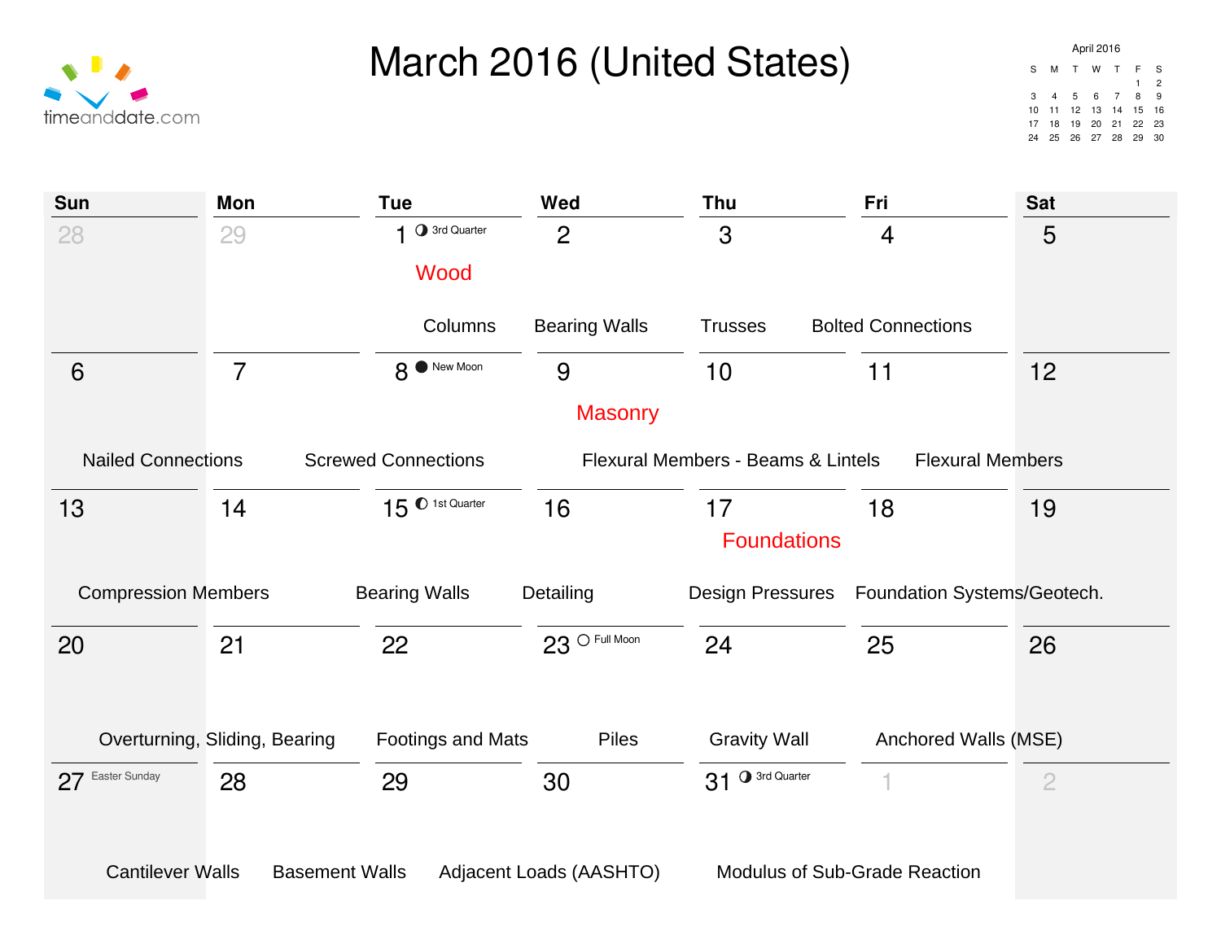# March 2016 (United States)

timeanddate.com

**April 2016**

| S | M | T | W | T | F | S |
|---|---|---|---|---|---|---|
| | | | | | 1 | 2 |
| 3 | 4 | 5 | 6 | 7 | 8 | 9 |
| 10 | 11 | 12 | 13 | 14 | 15 | 16 |
| 17 | 18 | 19 | 20 | 21 | 22 | 23 |
| 24 | 25 | 26 | 27 | 28 | 29 | 30 |

| Sun | Mon | Tue | Wed | Thu | Fri | Sat |
|---|---|---|---|---|---|---|
| 28 | 29 | 1 ◑ 3rd Quarter<br>Wood<br>Columns | 2<br>Bearing Walls | 3<br>Trusses | 4<br>Bolted Connections | 5 |
| 6<br>Nailed Connections | 7 | 8 ● New Moon<br>Screwed Connections | 9<br>Masonry | 10<br>Flexural Members - Beams & Lintels | 11 | 12<br>Flexural Members |
| 13<br>Compression Members | 14 | 15 ◐ 1st Quarter<br>Bearing Walls | 16<br>Detailing | 17<br>Foundations<br>Design Pressures | 18<br>Foundation Systems/Geotech. | 19 |
| 20<br>Overturning, Sliding, Bearing | 21 | 22<br>Footings and Mats | 23 ○ Full Moon<br>Piles | 24<br>Gravity Wall | 25<br>Anchored Walls (MSE) | 26 |
| 27 Easter Sunday<br>Cantilever Walls | 28<br>Basement Walls | 29<br>Adjacent Loads (AASHTO) | 30 | 31 ◑ 3rd Quarter<br>Modulus of Sub-Grade Reaction | 1 | 2 |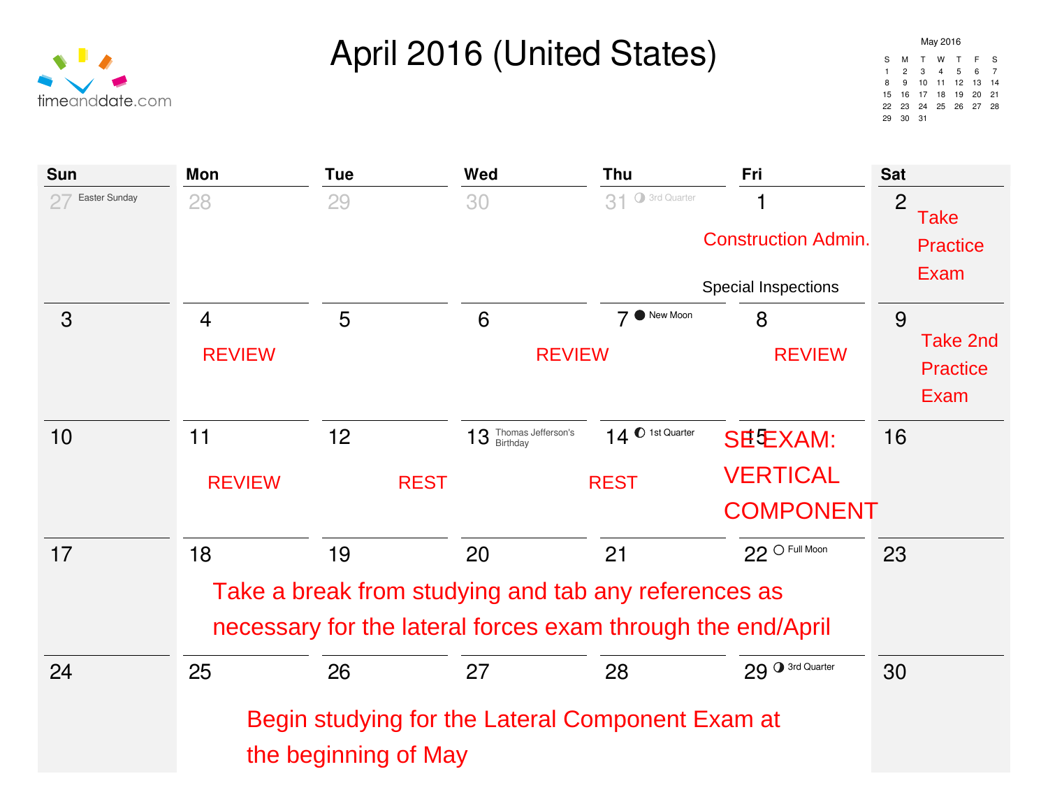# April 2016 (United States)

timeanddate.com

**May 2016**

| S | M | T | W | T | F | S |
|---|---|---|---|---|---|---|
| 1 | 2 | 3 | 4 | 5 | 6 | 7 |
| 8 | 9 | 10 | 11 | 12 | 13 | 14 |
| 15 | 16 | 17 | 18 | 19 | 20 | 21 |
| 22 | 23 | 24 | 25 | 26 | 27 | 28 |
| 29 | 30 | 31 | | | | |

| Sun | Mon | Tue | Wed | Thu | Fri | Sat |
|---|---|---|---|---|---|---|
| 27 Easter Sunday | 28 | 29 | 30 | 31 3rd Quarter | 1 Construction Admin. Special Inspections | 2 Take Practice Exam |
| 3 | 4 REVIEW | 5 | 6 REVIEW | 7 New Moon | 8 REVIEW | 9 Take 2nd Practice Exam |
| 10 | 11 REVIEW | 12 REST | 13 Thomas Jefferson's Birthday | 14 1st Quarter REST | 15 SE EXAM: VERTICAL COMPONENT | 16 |
| 17 | 18 | 19 | 20 | 21 | 22 Full Moon | 23 |
| 24 | 25 | 26 | 27 | 28 | 29 3rd Quarter | 30 |

Week of April 18–22: Take a break from studying and tab any references as necessary for the lateral forces exam through the end/April

Week of April 25–29: Begin studying for the Lateral Component Exam at the beginning of May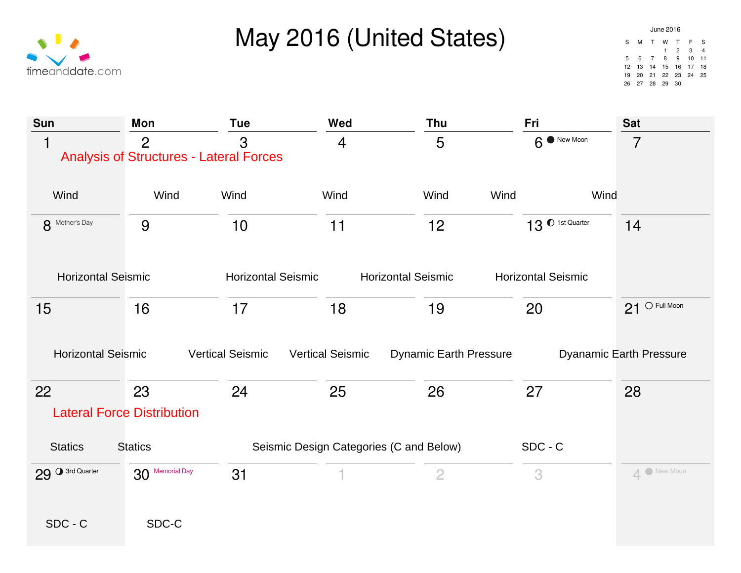# May 2016 (United States)

timeanddate.com

**June 2016**

| S | M | T | W | T | F | S |
|---|---|---|---|---|---|---|
| | | | 1 | 2 | 3 | 4 |
| 5 | 6 | 7 | 8 | 9 | 10 | 11 |
| 12 | 13 | 14 | 15 | 16 | 17 | 18 |
| 19 | 20 | 21 | 22 | 23 | 24 | 25 |
| 26 | 27 | 28 | 29 | 30 | | |

| Sun | Mon | Tue | Wed | Thu | Fri | Sat |
|---|---|---|---|---|---|---|
| 1 Analysis of Structures - Lateral Forces Wind | 2 Wind | 3 Wind | 4 Wind | 5 Wind | 6 New Moon Wind | 7 Wind |
| 8 Mother's Day Horizontal Seismic | 9 | 10 Horizontal Seismic | 11 | 12 Horizontal Seismic | 13 1st Quarter Horizontal Seismic | 14 |
| 15 Horizontal Seismic | 16 Vertical Seismic | 17 Vertical Seismic | 18 Dynamic Earth Pressure | 19 | 20 Dyanamic Earth Pressure | 21 Full Moon |
| 22 Lateral Force Distribution Statics | 23 Statics | 24 Seismic Design Categories (C and Below) | 25 | 26 | 27 SDC - C | 28 |
| 29 3rd Quarter SDC - C | 30 Memorial Day SDC-C | 31 | 1 | 2 | 3 | 4 New Moon |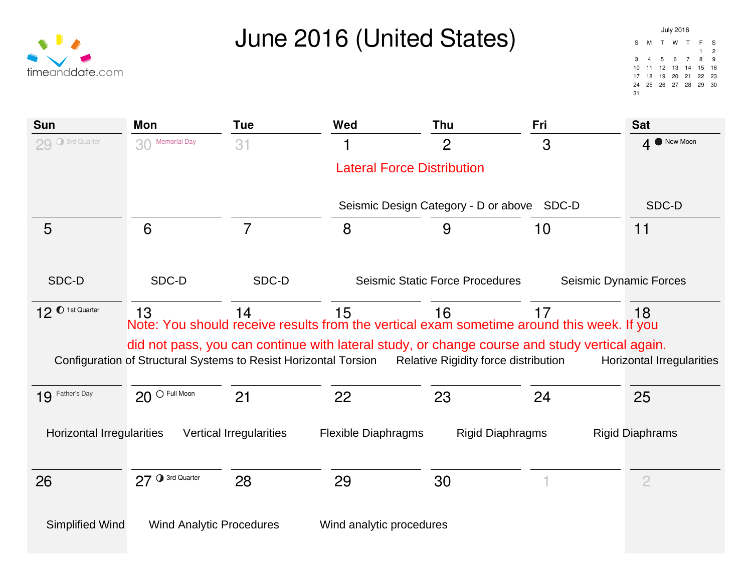# June 2016 (United States)

timeanddate.com

**July 2016**

| S | M | T | W | T | F | S |
|---|---|---|---|---|---|---|
| | | | | | 1 | 2 |
| 3 | 4 | 5 | 6 | 7 | 8 | 9 |
| 10 | 11 | 12 | 13 | 14 | 15 | 16 |
| 17 | 18 | 19 | 20 | 21 | 22 | 23 |
| 24 | 25 | 26 | 27 | 28 | 29 | 30 |
| 31 | | | | | | |

| Sun | Mon | Tue | Wed | Thu | Fri | Sat |
|---|---|---|---|---|---|---|
| 29 ◑ 3rd Quarter | 30 Memorial Day | 31 | 1 Lateral Force Distribution; Seismic Design Category - D or above | 2 | 3 SDC-D | 4 ● New Moon; SDC-D |
| 5 SDC-D | 6 SDC-D | 7 SDC-D | 8 Seismic Static Force Procedures | 9 | 10 Seismic Dynamic Forces | 11 |
| 12 ◐ 1st Quarter; Configuration of Structural Systems to Resist Horizontal Torsion | 13 | 14 | 15 Relative Rigidity force distribution | 16 | 17 | 18 Horizontal Irregularities |
| 19 Father's Day; Horizontal Irregularities | 20 ○ Full Moon; Vertical Irregularities | 21 | 22 Flexible Diaphragms | 23 Rigid Diaphragms | 24 | 25 Rigid Diaphrams |
| 26 Simplified Wind | 27 ◑ 3rd Quarter; Wind Analytic Procedures | 28 | 29 Wind analytic procedures | 30 | 1 | 2 |

Note: You should receive results from the vertical exam sometime around this week. If you did not pass, you can continue with lateral study, or change course and study vertical again.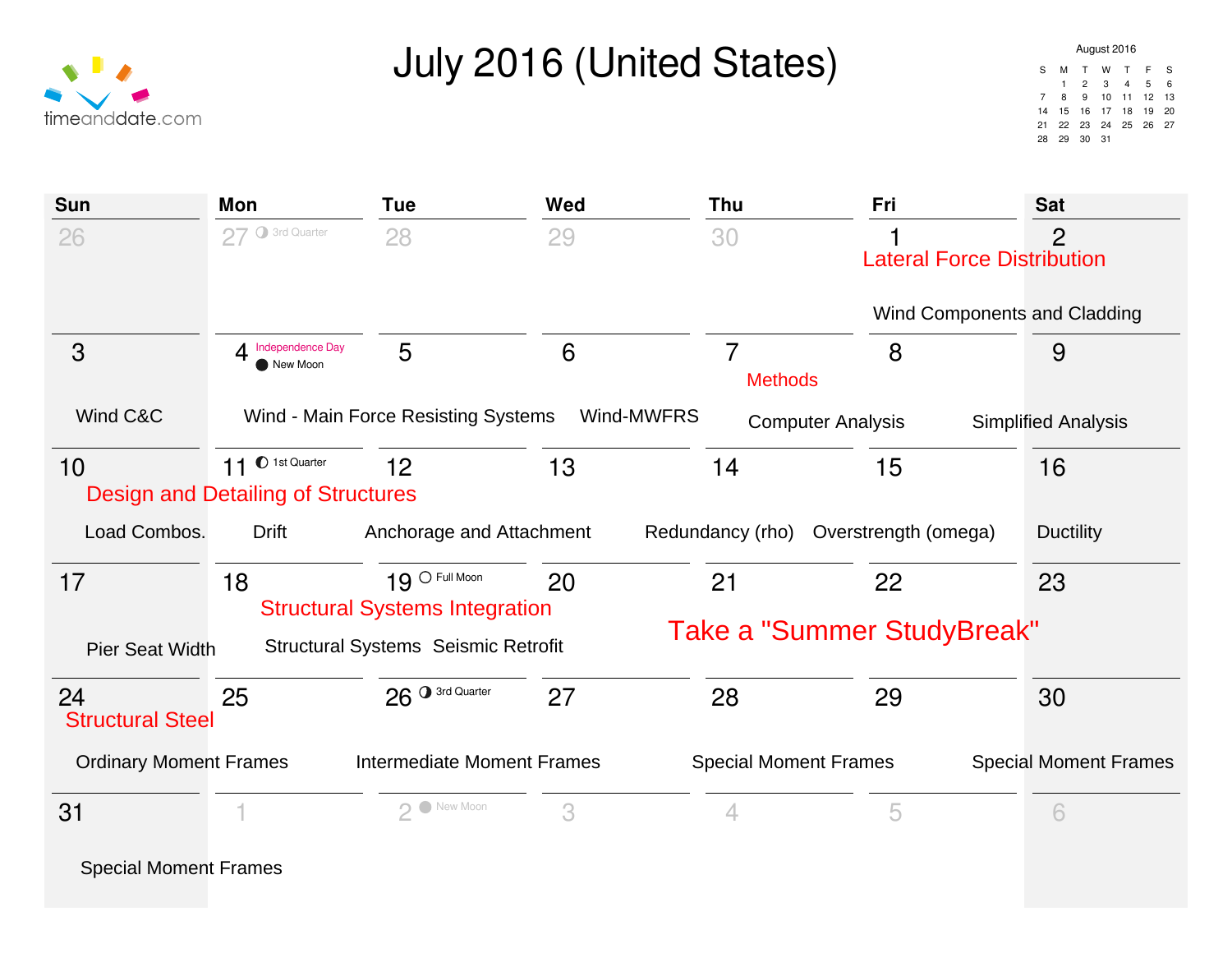# July 2016 (United States)

timeanddate.com

**August 2016**

| S | M | T | W | T | F | S |
|---|---|---|---|---|---|---|
| | 1 | 2 | 3 | 4 | 5 | 6 |
| 7 | 8 | 9 | 10 | 11 | 12 | 13 |
| 14 | 15 | 16 | 17 | 18 | 19 | 20 |
| 21 | 22 | 23 | 24 | 25 | 26 | 27 |
| 28 | 29 | 30 | 31 | | | |

| Sun | Mon | Tue | Wed | Thu | Fri | Sat |
|---|---|---|---|---|---|---|
| 26 | 27 3rd Quarter | 28 | 29 | 30 | 1 Lateral Force Distribution; Wind Components and Cladding | 2 |
| 3 Wind C&C | 4 Independence Day; New Moon; Wind - Main Force Resisting Systems | 5 | 6 Wind-MWFRS | 7 Methods; Computer Analysis | 8 Simplified Analysis | 9 |
| 10 Design and Detailing of Structures; Load Combos. | 11 1st Quarter; Drift | 12 Anchorage and Attachment | 13 | 14 Redundancy (rho) | 15 Overstrength (omega) | 16 Ductility |
| 17 Pier Seat Width | 18 Structural Systems Integration; Structural Systems | 19 Full Moon; Seismic Retrofit | 20 | 21 Take a "Summer StudyBreak" | 22 | 23 |
| 24 Structural Steel; Ordinary Moment Frames | 25 | 26 3rd Quarter; Intermediate Moment Frames | 27 | 28 Special Moment Frames | 29 | 30 Special Moment Frames |
| 31 Special Moment Frames | 1 | 2 New Moon | 3 | 4 | 5 | 6 |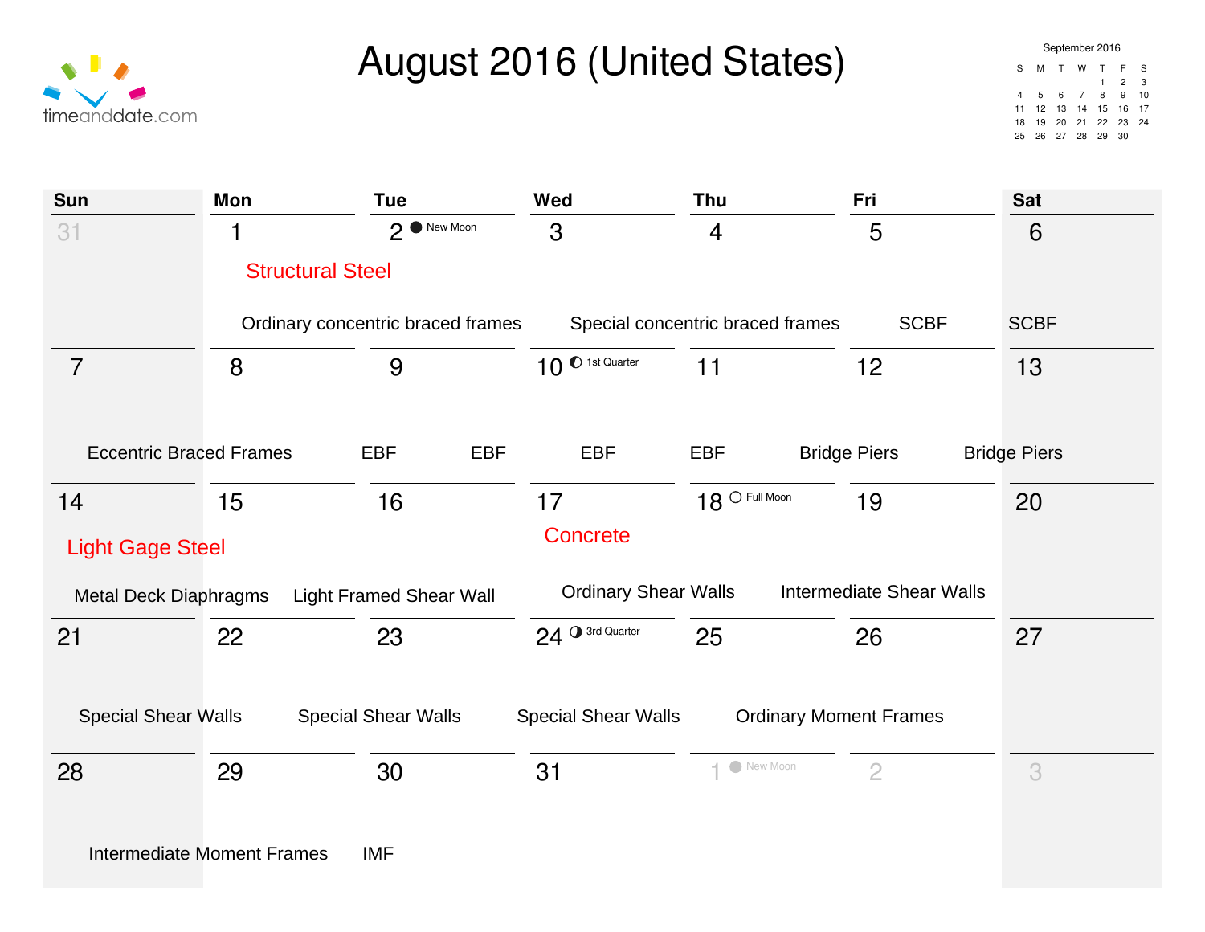# August 2016 (United States)

**September 2016**

| S | M | T | W | T | F | S |
|---|---|---|---|---|---|---|
| | | | | 1 | 2 | 3 |
| 4 | 5 | 6 | 7 | 8 | 9 | 10 |
| 11 | 12 | 13 | 14 | 15 | 16 | 17 |
| 18 | 19 | 20 | 21 | 22 | 23 | 24 |
| 25 | 26 | 27 | 28 | 29 | 30 | |

| Sun | Mon | Tue | Wed | Thu | Fri | Sat |
|---|---|---|---|---|---|---|
| 31 | 1<br>Structural Steel<br>Ordinary concentric braced frames | 2 New Moon | 3<br>Special concentric braced frames | 4 | 5<br>SCBF | 6<br>SCBF |
| 7<br>Eccentric Braced Frames | 8 | 9<br>EBF | 10 1st Quarter<br>EBF | 11<br>EBF | 12<br>EBF<br>Bridge Piers | 13<br>Bridge Piers |
| 14<br>Light Gage Steel<br>Metal Deck Diaphragms | 15<br>Light Framed Shear Wall | 16 | 17<br>Concrete<br>Ordinary Shear Walls | 18 Full Moon | 19<br>Intermediate Shear Walls | 20 |
| 21<br>Special Shear Walls | 22 | 23<br>Special Shear Walls | 24 3rd Quarter<br>Special Shear Walls | 25<br>Ordinary Moment Frames | 26 | 27 |
| 28<br>Intermediate Moment Frames | 29 | 30<br>IMF | 31 | 1 New Moon | 2 | 3 |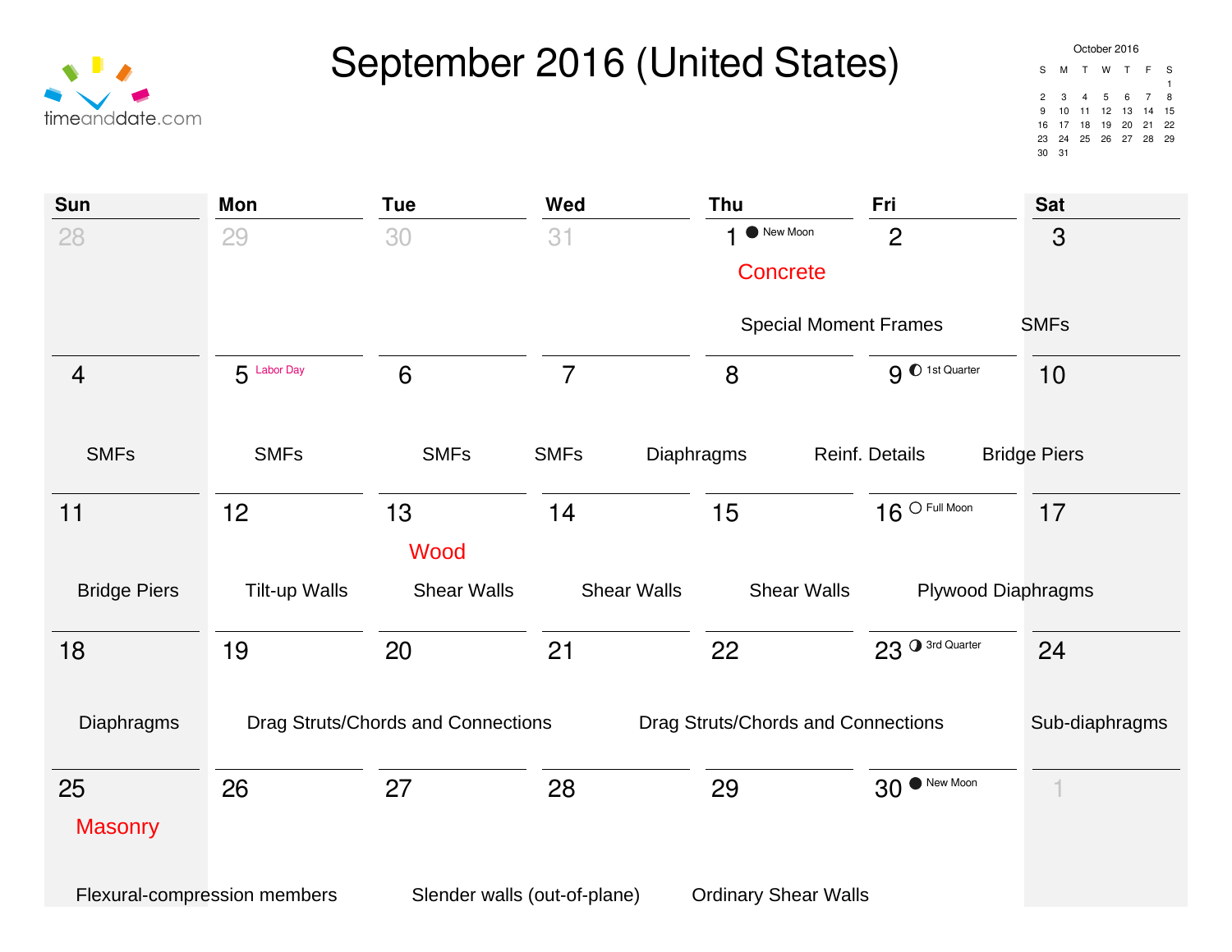# September 2016 (United States)

| Sun | Mon | Tue | Wed | Thu | Fri | Sat |
|---|---|---|---|---|---|---|
| 28 | 29 | 30 | 31 | 1 New Moon<br>Concrete<br>Special Moment Frames | 2 | 3<br>SMFs |
| 4<br>SMFs | 5 Labor Day<br>SMFs | 6<br>SMFs | 7<br>SMFs | 8<br>Diaphragms | 9 1st Quarter<br>Reinf. Details | 10<br>Bridge Piers |
| 11<br>Bridge Piers | 12<br>Tilt-up Walls | 13<br>Wood<br>Shear Walls | 14<br>Shear Walls | 15<br>Shear Walls | 16 Full Moon<br>Plywood Diaphragms | 17 |
| 18<br>Diaphragms | 19<br>Drag Struts/Chords and Connections | 20 | 21 | 22<br>Drag Struts/Chords and Connections | 23 3rd Quarter | 24<br>Sub-diaphragms |
| 25<br>Masonry<br>Flexural-compression members | 26 | 27<br>Slender walls (out-of-plane) | 28 | 29<br>Ordinary Shear Walls | 30 New Moon | 1 |

October 2016

| S | M | T | W | T | F | S |
|---|---|---|---|---|---|---|
| | | | | | | 1 |
| 2 | 3 | 4 | 5 | 6 | 7 | 8 |
| 9 | 10 | 11 | 12 | 13 | 14 | 15 |
| 16 | 17 | 18 | 19 | 20 | 21 | 22 |
| 23 | 24 | 25 | 26 | 27 | 28 | 29 |
| 30 | 31 | | | | | |

timeanddate.com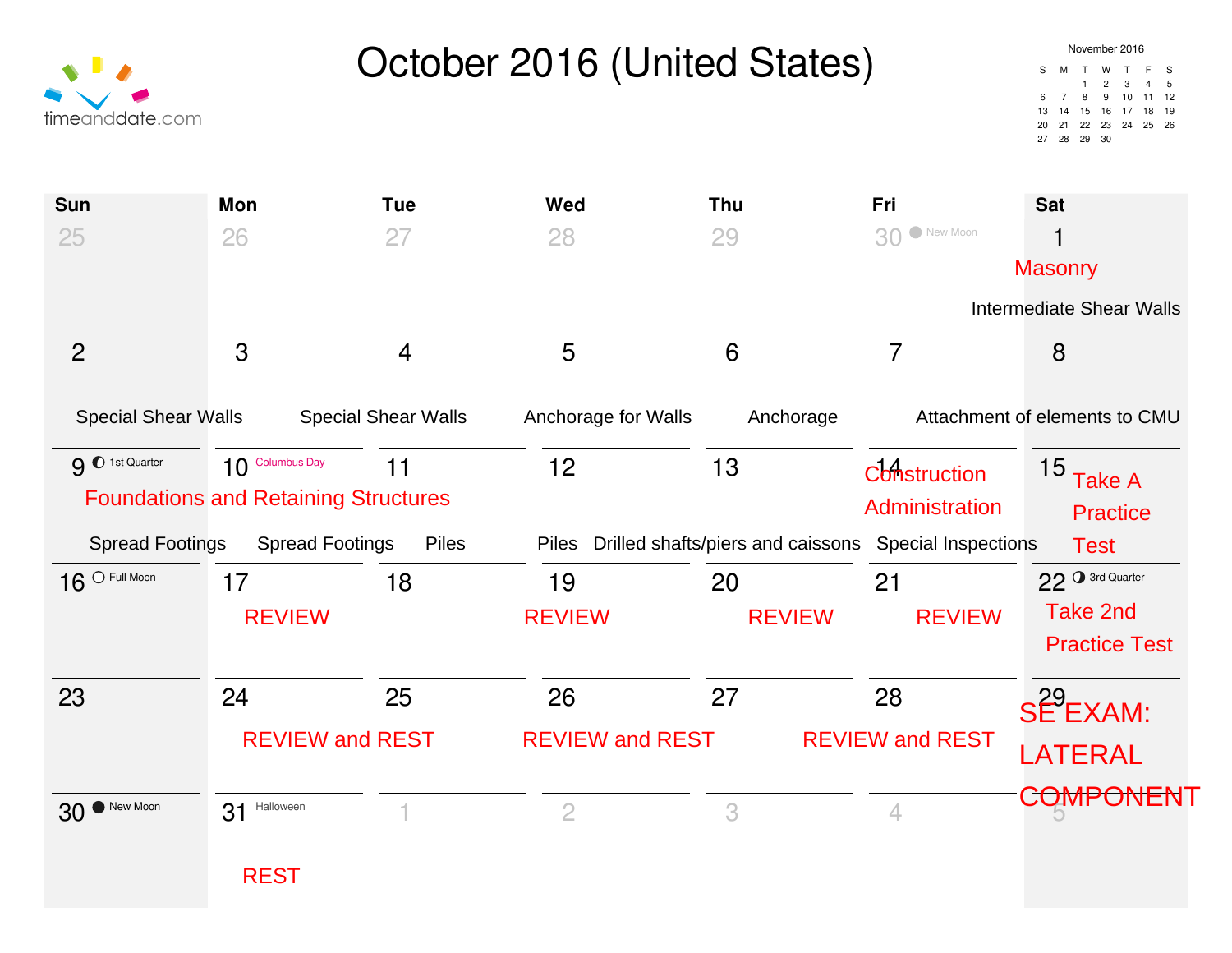# October 2016 (United States)

timeanddate.com

**November 2016**

| S | M | T | W | T | F | S |
|---|---|---|---|---|---|---|
| | | 1 | 2 | 3 | 4 | 5 |
| 6 | 7 | 8 | 9 | 10 | 11 | 12 |
| 13 | 14 | 15 | 16 | 17 | 18 | 19 |
| 20 | 21 | 22 | 23 | 24 | 25 | 26 |
| 27 | 28 | 29 | 30 | | | |

| Sun | Mon | Tue | Wed | Thu | Fri | Sat |
|---|---|---|---|---|---|---|
| 25 | 26 | 27 | 28 | 29 | 30 New Moon | 1 Masonry<br>Intermediate Shear Walls |
| 2 Special Shear Walls | 3 Special Shear Walls | 4 | 5 Anchorage for Walls | 6 Anchorage | 7 Attachment of elements to CMU | 8 |
| 9 1st Quarter<br>Foundations and Retaining Structures<br>Spread Footings | 10 Columbus Day<br>Spread Footings | 11 Piles | 12 Piles | 13 Drilled shafts/piers and caissons | 14 Construction Administration<br>Special Inspections | 15 Take A Practice Test |
| 16 Full Moon | 17 REVIEW | 18 | 19 REVIEW | 20 REVIEW | 21 REVIEW | 22 3rd Quarter<br>Take 2nd Practice Test |
| 23 | 24 REVIEW and REST | 25 | 26 REVIEW and REST | 27 | 28 REVIEW and REST | 29 SE EXAM: LATERAL COMPONENT |
| 30 New Moon | 31 Halloween<br>REST | 1 | 2 | 3 | 4 | 5 |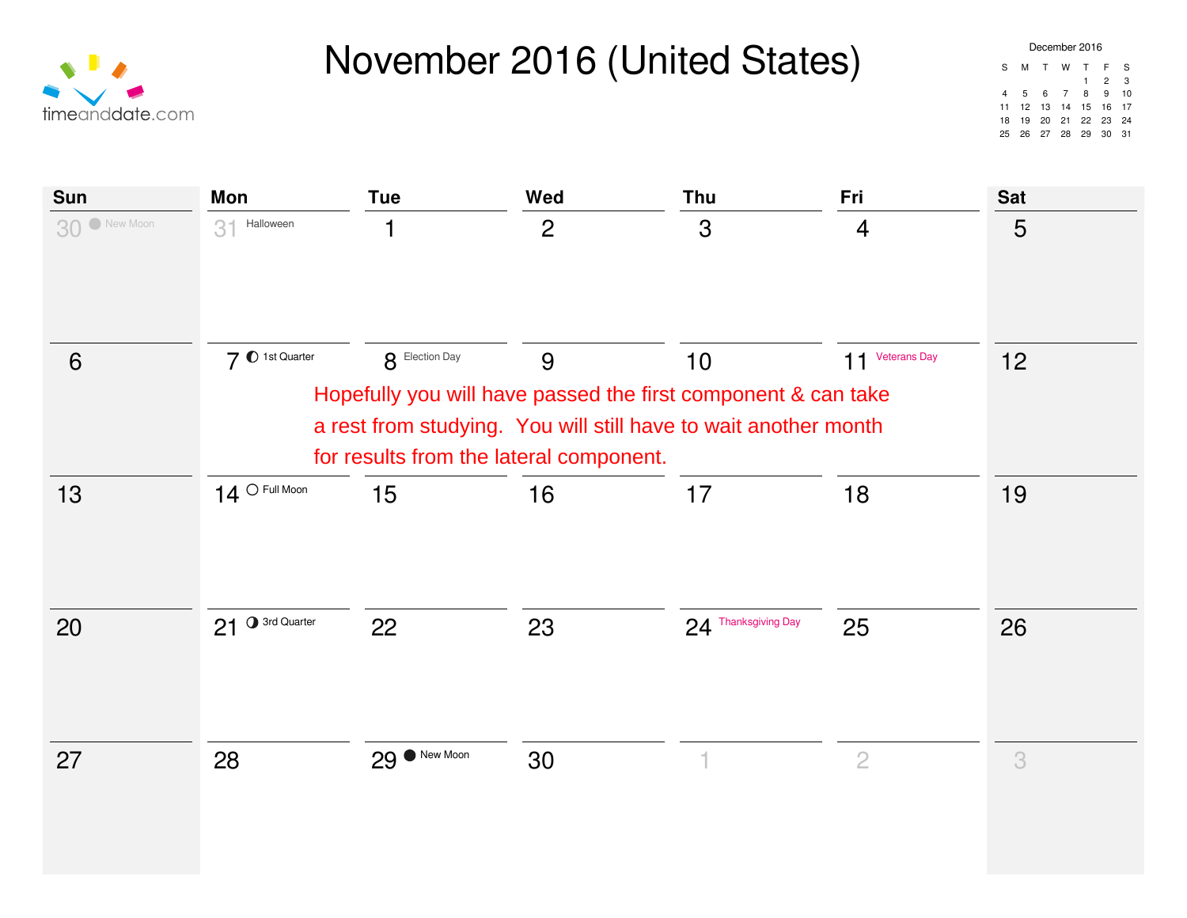timeanddate.com

# November 2016 (United States)

December 2016

| S | M | T | W | T | F | S |
|---|---|---|---|---|---|---|
| | | | | 1 | 2 | 3 |
| 4 | 5 | 6 | 7 | 8 | 9 | 10 |
| 11 | 12 | 13 | 14 | 15 | 16 | 17 |
| 18 | 19 | 20 | 21 | 22 | 23 | 24 |
| 25 | 26 | 27 | 28 | 29 | 30 | 31 |

| Sun | Mon | Tue | Wed | Thu | Fri | Sat |
|---|---|---|---|---|---|---|
| 30 New Moon | 31 Halloween | 1 | 2 | 3 | 4 | 5 |
| 6 | 7 1st Quarter | 8 Election Day | 9 | 10 | 11 Veterans Day | 12 |
| 13 | 14 Full Moon | 15 | 16 | 17 | 18 | 19 |
| 20 | 21 3rd Quarter | 22 | 23 | 24 Thanksgiving Day | 25 | 26 |
| 27 | 28 | 29 New Moon | 30 | 1 | 2 | 3 |

Hopefully you will have passed the first component & can take a rest from studying. You will still have to wait another month for results from the lateral component.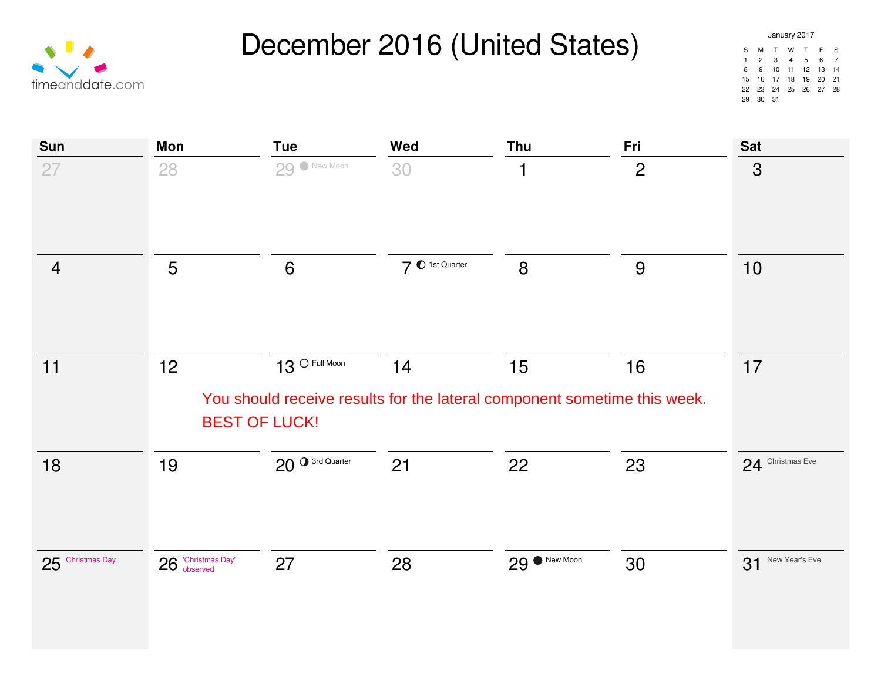# December 2016 (United States)

timeanddate.com

January 2017

| S | M | T | W | T | F | S |
|---|---|---|---|---|---|---|
| 1 | 2 | 3 | 4 | 5 | 6 | 7 |
| 8 | 9 | 10 | 11 | 12 | 13 | 14 |
| 15 | 16 | 17 | 18 | 19 | 20 | 21 |
| 22 | 23 | 24 | 25 | 26 | 27 | 28 |
| 29 | 30 | 31 | | | | |

| Sun | Mon | Tue | Wed | Thu | Fri | Sat |
|---|---|---|---|---|---|---|
| 27 | 28 | 29 New Moon | 30 | 1 | 2 | 3 |
| 4 | 5 | 6 | 7 1st Quarter | 8 | 9 | 10 |
| 11 | 12 | 13 Full Moon | 14 | 15 | 16 | 17 |
| 18 | 19 | 20 3rd Quarter | 21 | 22 | 23 | 24 Christmas Eve |
| 25 Christmas Day | 26 'Christmas Day' observed | 27 | 28 | 29 New Moon | 30 | 31 New Year's Eve |

You should receive results for the lateral component sometime this week.
BEST OF LUCK!